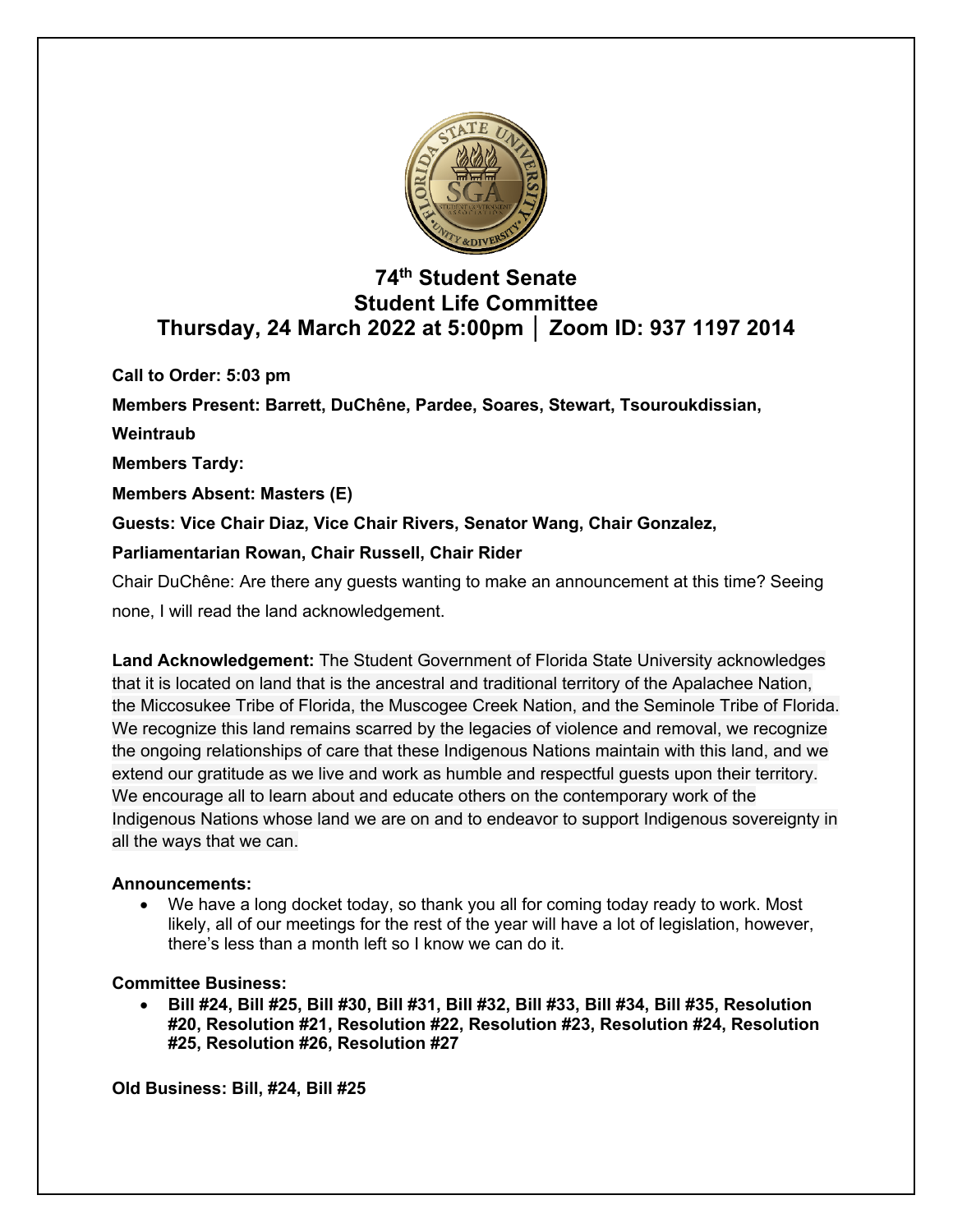# 74th Student Senate
## Student Life Committee
## Thursday, 24 March 2022 at 5:00pm │ Zoom ID: 937 1197 2014

**Call to Order: 5:03 pm**

**Members Present: Barrett, DuChêne, Pardee, Soares, Stewart, Tsouroukdissian, Weintraub**

**Members Tardy:**

**Members Absent: Masters (E)**

**Guests: Vice Chair Diaz, Vice Chair Rivers, Senator Wang, Chair Gonzalez, Parliamentarian Rowan, Chair Russell, Chair Rider**

Chair DuChêne: Are there any guests wanting to make an announcement at this time? Seeing none, I will read the land acknowledgement.

**Land Acknowledgement:** The Student Government of Florida State University acknowledges that it is located on land that is the ancestral and traditional territory of the Apalachee Nation, the Miccosukee Tribe of Florida, the Muscogee Creek Nation, and the Seminole Tribe of Florida. We recognize this land remains scarred by the legacies of violence and removal, we recognize the ongoing relationships of care that these Indigenous Nations maintain with this land, and we extend our gratitude as we live and work as humble and respectful guests upon their territory. We encourage all to learn about and educate others on the contemporary work of the Indigenous Nations whose land we are on and to endeavor to support Indigenous sovereignty in all the ways that we can.

**Announcements:**

- We have a long docket today, so thank you all for coming today ready to work. Most likely, all of our meetings for the rest of the year will have a lot of legislation, however, there's less than a month left so I know we can do it.

**Committee Business:**

- **Bill #24, Bill #25, Bill #30, Bill #31, Bill #32, Bill #33, Bill #34, Bill #35, Resolution #20, Resolution #21, Resolution #22, Resolution #23, Resolution #24, Resolution #25, Resolution #26, Resolution #27**

**Old Business: Bill, #24, Bill #25**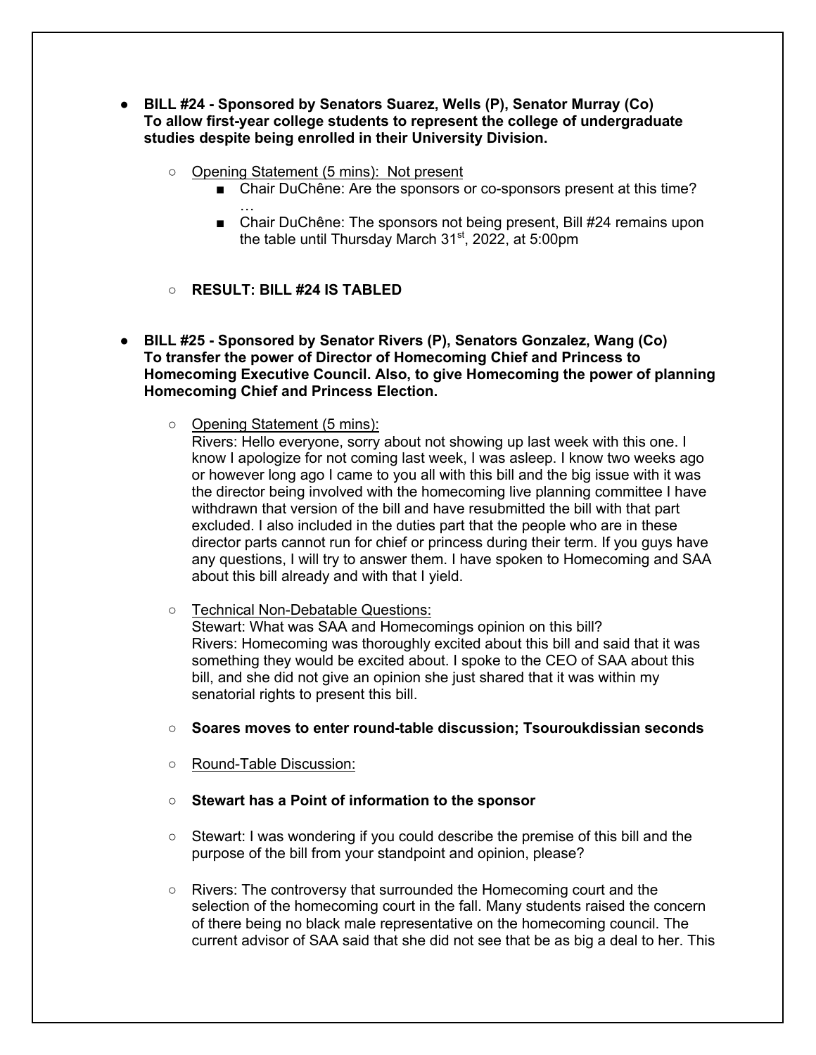- **BILL #24 - Sponsored by Senators Suarez, Wells (P), Senator Murray (Co)**
  **To allow first-year college students to represent the college of undergraduate studies despite being enrolled in their University Division.**

  - Opening Statement (5 mins): Not present
    - Chair DuChêne: Are the sponsors or co-sponsors present at this time?
      …
    - Chair DuChêne: The sponsors not being present, Bill #24 remains upon the table until Thursday March 31st, 2022, at 5:00pm

  - **RESULT: BILL #24 IS TABLED**

- **BILL #25 - Sponsored by Senator Rivers (P), Senators Gonzalez, Wang (Co)**
  **To transfer the power of Director of Homecoming Chief and Princess to Homecoming Executive Council. Also, to give Homecoming the power of planning Homecoming Chief and Princess Election.**

  - Opening Statement (5 mins):
    Rivers: Hello everyone, sorry about not showing up last week with this one. I know I apologize for not coming last week, I was asleep. I know two weeks ago or however long ago I came to you all with this bill and the big issue with it was the director being involved with the homecoming live planning committee I have withdrawn that version of the bill and have resubmitted the bill with that part excluded. I also included in the duties part that the people who are in these director parts cannot run for chief or princess during their term. If you guys have any questions, I will try to answer them. I have spoken to Homecoming and SAA about this bill already and with that I yield.

  - Technical Non-Debatable Questions:
    Stewart: What was SAA and Homecomings opinion on this bill?
    Rivers: Homecoming was thoroughly excited about this bill and said that it was something they would be excited about. I spoke to the CEO of SAA about this bill, and she did not give an opinion she just shared that it was within my senatorial rights to present this bill.

  - **Soares moves to enter round-table discussion; Tsouroukdissian seconds**

  - Round-Table Discussion:

  - **Stewart has a Point of information to the sponsor**

  - Stewart: I was wondering if you could describe the premise of this bill and the purpose of the bill from your standpoint and opinion, please?

  - Rivers: The controversy that surrounded the Homecoming court and the selection of the homecoming court in the fall. Many students raised the concern of there being no black male representative on the homecoming council. The current advisor of SAA said that she did not see that be as big a deal to her. This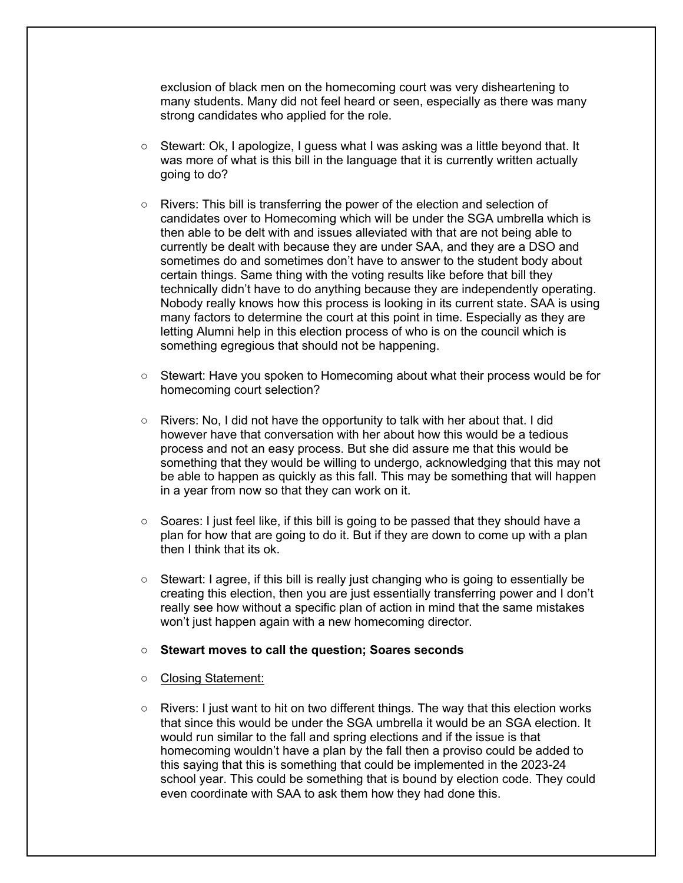exclusion of black men on the homecoming court was very disheartening to many students. Many did not feel heard or seen, especially as there was many strong candidates who applied for the role.

- Stewart: Ok, I apologize, I guess what I was asking was a little beyond that. It was more of what is this bill in the language that it is currently written actually going to do?

- Rivers: This bill is transferring the power of the election and selection of candidates over to Homecoming which will be under the SGA umbrella which is then able to be delt with and issues alleviated with that are not being able to currently be dealt with because they are under SAA, and they are a DSO and sometimes do and sometimes don't have to answer to the student body about certain things. Same thing with the voting results like before that bill they technically didn't have to do anything because they are independently operating. Nobody really knows how this process is looking in its current state. SAA is using many factors to determine the court at this point in time. Especially as they are letting Alumni help in this election process of who is on the council which is something egregious that should not be happening.

- Stewart: Have you spoken to Homecoming about what their process would be for homecoming court selection?

- Rivers: No, I did not have the opportunity to talk with her about that. I did however have that conversation with her about how this would be a tedious process and not an easy process. But she did assure me that this would be something that they would be willing to undergo, acknowledging that this may not be able to happen as quickly as this fall. This may be something that will happen in a year from now so that they can work on it.

- Soares: I just feel like, if this bill is going to be passed that they should have a plan for how that are going to do it. But if they are down to come up with a plan then I think that its ok.

- Stewart: I agree, if this bill is really just changing who is going to essentially be creating this election, then you are just essentially transferring power and I don't really see how without a specific plan of action in mind that the same mistakes won't just happen again with a new homecoming director.

- **Stewart moves to call the question; Soares seconds**

- <u>Closing Statement:</u>

- Rivers: I just want to hit on two different things. The way that this election works that since this would be under the SGA umbrella it would be an SGA election. It would run similar to the fall and spring elections and if the issue is that homecoming wouldn't have a plan by the fall then a proviso could be added to this saying that this is something that could be implemented in the 2023-24 school year. This could be something that is bound by election code. They could even coordinate with SAA to ask them how they had done this.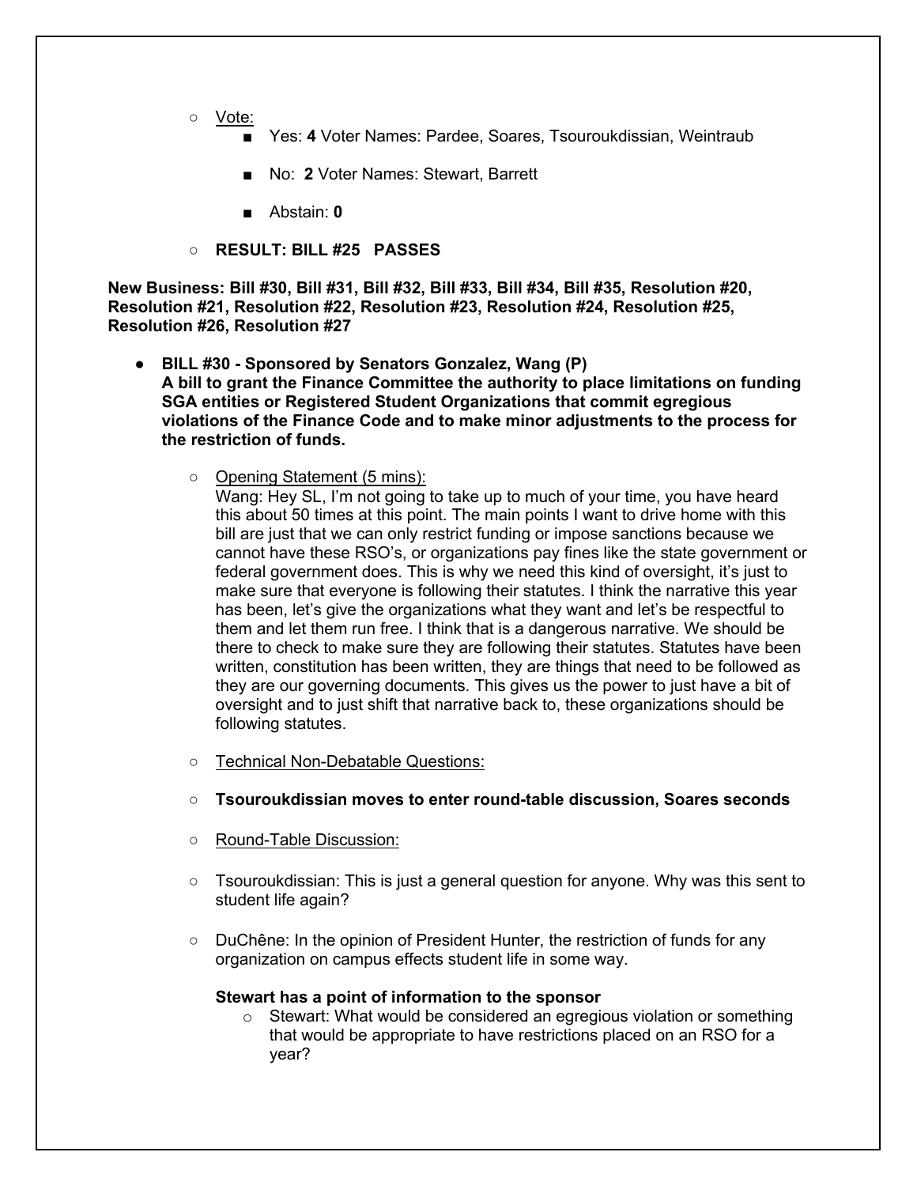- Vote:
  - Yes: **4** Voter Names: Pardee, Soares, Tsouroukdissian, Weintraub
  - No: **2** Voter Names: Stewart, Barrett
  - Abstain: **0**
- **RESULT: BILL #25 PASSES**

**New Business: Bill #30, Bill #31, Bill #32, Bill #33, Bill #34, Bill #35, Resolution #20, Resolution #21, Resolution #22, Resolution #23, Resolution #24, Resolution #25, Resolution #26, Resolution #27**

- **BILL #30 - Sponsored by Senators Gonzalez, Wang (P)**
  **A bill to grant the Finance Committee the authority to place limitations on funding SGA entities or Registered Student Organizations that commit egregious violations of the Finance Code and to make minor adjustments to the process for the restriction of funds.**
  - Opening Statement (5 mins):
    Wang: Hey SL, I'm not going to take up to much of your time, you have heard this about 50 times at this point. The main points I want to drive home with this bill are just that we can only restrict funding or impose sanctions because we cannot have these RSO's, or organizations pay fines like the state government or federal government does. This is why we need this kind of oversight, it's just to make sure that everyone is following their statutes. I think the narrative this year has been, let's give the organizations what they want and let's be respectful to them and let them run free. I think that is a dangerous narrative. We should be there to check to make sure they are following their statutes. Statutes have been written, constitution has been written, they are things that need to be followed as they are our governing documents. This gives us the power to just have a bit of oversight and to just shift that narrative back to, these organizations should be following statutes.
  - Technical Non-Debatable Questions:
  - **Tsouroukdissian moves to enter round-table discussion, Soares seconds**
  - Round-Table Discussion:
  - Tsouroukdissian: This is just a general question for anyone. Why was this sent to student life again?
  - DuChêne: In the opinion of President Hunter, the restriction of funds for any organization on campus effects student life in some way.

    **Stewart has a point of information to the sponsor**
    - Stewart: What would be considered an egregious violation or something that would be appropriate to have restrictions placed on an RSO for a year?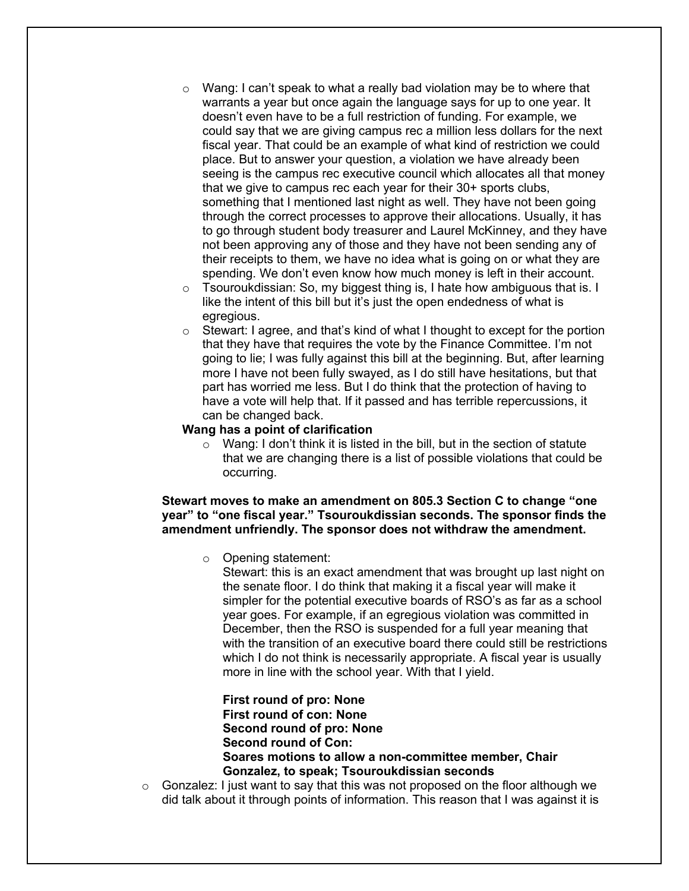- Wang: I can't speak to what a really bad violation may be to where that warrants a year but once again the language says for up to one year. It doesn't even have to be a full restriction of funding. For example, we could say that we are giving campus rec a million less dollars for the next fiscal year. That could be an example of what kind of restriction we could place. But to answer your question, a violation we have already been seeing is the campus rec executive council which allocates all that money that we give to campus rec each year for their 30+ sports clubs, something that I mentioned last night as well. They have not been going through the correct processes to approve their allocations. Usually, it has to go through student body treasurer and Laurel McKinney, and they have not been approving any of those and they have not been sending any of their receipts to them, we have no idea what is going on or what they are spending. We don't even know how much money is left in their account.
- Tsouroukdissian: So, my biggest thing is, I hate how ambiguous that is. I like the intent of this bill but it's just the open endedness of what is egregious.
- Stewart: I agree, and that's kind of what I thought to except for the portion that they have that requires the vote by the Finance Committee. I'm not going to lie; I was fully against this bill at the beginning. But, after learning more I have not been fully swayed, as I do still have hesitations, but that part has worried me less. But I do think that the protection of having to have a vote will help that. If it passed and has terrible repercussions, it can be changed back.

**Wang has a point of clarification**

- Wang: I don't think it is listed in the bill, but in the section of statute that we are changing there is a list of possible violations that could be occurring.

**Stewart moves to make an amendment on 805.3 Section C to change "one year" to "one fiscal year." Tsouroukdissian seconds. The sponsor finds the amendment unfriendly. The sponsor does not withdraw the amendment.**

- Opening statement:
  Stewart: this is an exact amendment that was brought up last night on the senate floor. I do think that making it a fiscal year will make it simpler for the potential executive boards of RSO's as far as a school year goes. For example, if an egregious violation was committed in December, then the RSO is suspended for a full year meaning that with the transition of an executive board there could still be restrictions which I do not think is necessarily appropriate. A fiscal year is usually more in line with the school year. With that I yield.

  **First round of pro: None**
  **First round of con: None**
  **Second round of pro: None**
  **Second round of Con:**
  **Soares motions to allow a non-committee member, Chair Gonzalez, to speak; Tsouroukdissian seconds**

- Gonzalez: I just want to say that this was not proposed on the floor although we did talk about it through points of information. This reason that I was against it is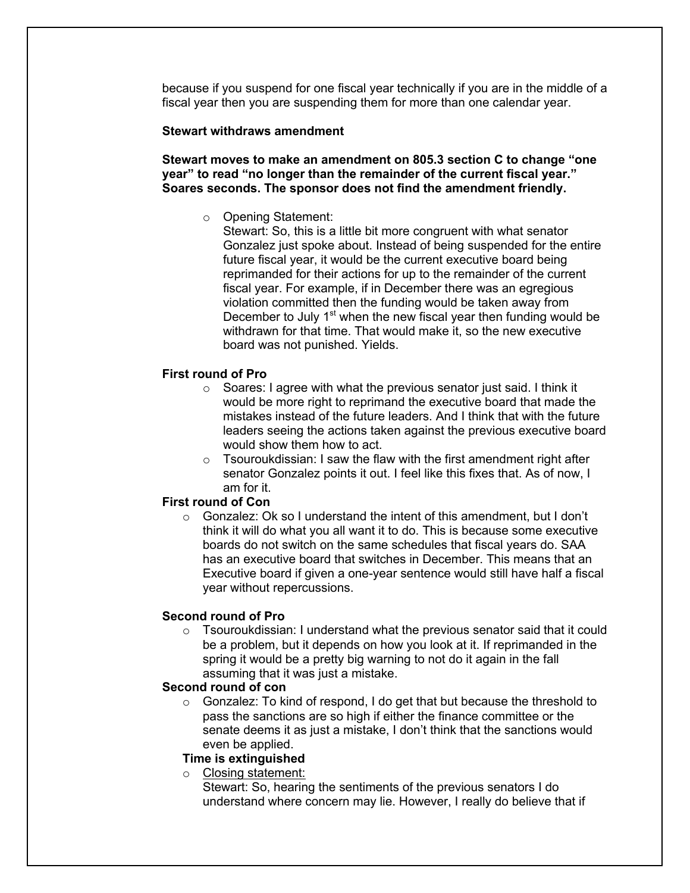because if you suspend for one fiscal year technically if you are in the middle of a fiscal year then you are suspending them for more than one calendar year.

**Stewart withdraws amendment**

**Stewart moves to make an amendment on 805.3 section C to change "one year" to read "no longer than the remainder of the current fiscal year." Soares seconds. The sponsor does not find the amendment friendly.**

- Opening Statement:
  Stewart: So, this is a little bit more congruent with what senator Gonzalez just spoke about. Instead of being suspended for the entire future fiscal year, it would be the current executive board being reprimanded for their actions for up to the remainder of the current fiscal year. For example, if in December there was an egregious violation committed then the funding would be taken away from December to July 1st when the new fiscal year then funding would be withdrawn for that time. That would make it, so the new executive board was not punished. Yields.

**First round of Pro**

- Soares: I agree with what the previous senator just said. I think it would be more right to reprimand the executive board that made the mistakes instead of the future leaders. And I think that with the future leaders seeing the actions taken against the previous executive board would show them how to act.
- Tsouroukdissian: I saw the flaw with the first amendment right after senator Gonzalez points it out. I feel like this fixes that. As of now, I am for it.

**First round of Con**

- Gonzalez: Ok so I understand the intent of this amendment, but I don't think it will do what you all want it to do. This is because some executive boards do not switch on the same schedules that fiscal years do. SAA has an executive board that switches in December. This means that an Executive board if given a one-year sentence would still have half a fiscal year without repercussions.

**Second round of Pro**

- Tsouroukdissian: I understand what the previous senator said that it could be a problem, but it depends on how you look at it. If reprimanded in the spring it would be a pretty big warning to not do it again in the fall assuming that it was just a mistake.

**Second round of con**

- Gonzalez: To kind of respond, I do get that but because the threshold to pass the sanctions are so high if either the finance committee or the senate deems it as just a mistake, I don't think that the sanctions would even be applied.

**Time is extinguished**

- Closing statement:
  Stewart: So, hearing the sentiments of the previous senators I do understand where concern may lie. However, I really do believe that if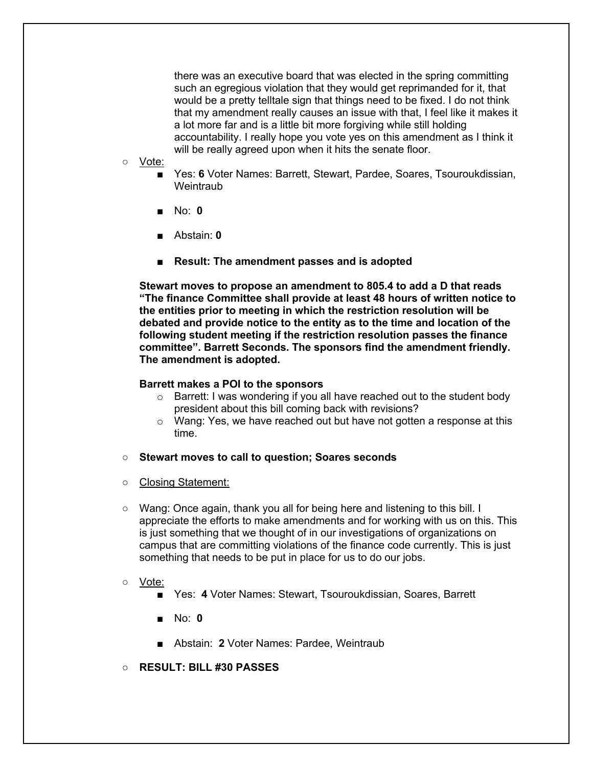there was an executive board that was elected in the spring committing such an egregious violation that they would get reprimanded for it, that would be a pretty telltale sign that things need to be fixed. I do not think that my amendment really causes an issue with that, I feel like it makes it a lot more far and is a little bit more forgiving while still holding accountability. I really hope you vote yes on this amendment as I think it will be really agreed upon when it hits the senate floor.

- Vote:
  - Yes: **6** Voter Names: Barrett, Stewart, Pardee, Soares, Tsouroukdissian, Weintraub
  - No: **0**
  - Abstain: **0**
  - **Result: The amendment passes and is adopted**

**Stewart moves to propose an amendment to 805.4 to add a D that reads "The finance Committee shall provide at least 48 hours of written notice to the entities prior to meeting in which the restriction resolution will be debated and provide notice to the entity as to the time and location of the following student meeting if the restriction resolution passes the finance committee". Barrett Seconds. The sponsors find the amendment friendly. The amendment is adopted.**

**Barrett makes a POI to the sponsors**

- Barrett: I was wondering if you all have reached out to the student body president about this bill coming back with revisions?
- Wang: Yes, we have reached out but have not gotten a response at this time.

- **Stewart moves to call to question; Soares seconds**
- Closing Statement:
- Wang: Once again, thank you all for being here and listening to this bill. I appreciate the efforts to make amendments and for working with us on this. This is just something that we thought of in our investigations of organizations on campus that are committing violations of the finance code currently. This is just something that needs to be put in place for us to do our jobs.
- Vote:
  - Yes: **4** Voter Names: Stewart, Tsouroukdissian, Soares, Barrett
  - No: **0**
  - Abstain: **2** Voter Names: Pardee, Weintraub
- **RESULT: BILL #30 PASSES**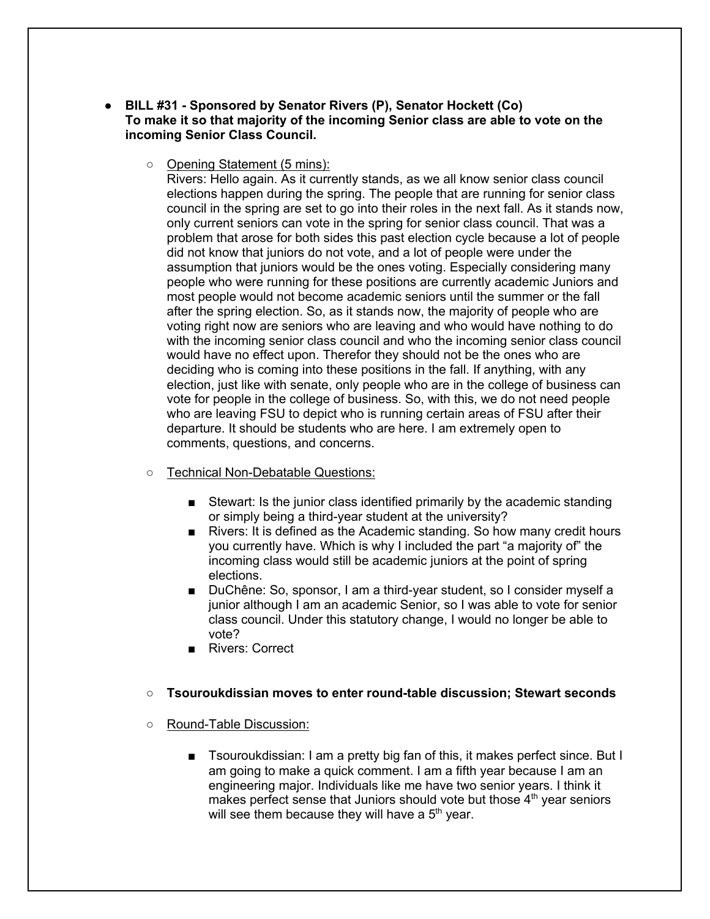- **BILL #31 - Sponsored by Senator Rivers (P), Senator Hockett (Co)**
  **To make it so that majority of the incoming Senior class are able to vote on the incoming Senior Class Council.**

  - Opening Statement (5 mins):
    Rivers: Hello again. As it currently stands, as we all know senior class council elections happen during the spring. The people that are running for senior class council in the spring are set to go into their roles in the next fall. As it stands now, only current seniors can vote in the spring for senior class council. That was a problem that arose for both sides this past election cycle because a lot of people did not know that juniors do not vote, and a lot of people were under the assumption that juniors would be the ones voting. Especially considering many people who were running for these positions are currently academic Juniors and most people would not become academic seniors until the summer or the fall after the spring election. So, as it stands now, the majority of people who are voting right now are seniors who are leaving and who would have nothing to do with the incoming senior class council and who the incoming senior class council would have no effect upon. Therefor they should not be the ones who are deciding who is coming into these positions in the fall. If anything, with any election, just like with senate, only people who are in the college of business can vote for people in the college of business. So, with this, we do not need people who are leaving FSU to depict who is running certain areas of FSU after their departure. It should be students who are here. I am extremely open to comments, questions, and concerns.

  - Technical Non-Debatable Questions:

    - Stewart: Is the junior class identified primarily by the academic standing or simply being a third-year student at the university?
    - Rivers: It is defined as the Academic standing. So how many credit hours you currently have. Which is why I included the part "a majority of" the incoming class would still be academic juniors at the point of spring elections.
    - DuChêne: So, sponsor, I am a third-year student, so I consider myself a junior although I am an academic Senior, so I was able to vote for senior class council. Under this statutory change, I would no longer be able to vote?
    - Rivers: Correct

  - **Tsouroukdissian moves to enter round-table discussion; Stewart seconds**

  - Round-Table Discussion:

    - Tsouroukdissian: I am a pretty big fan of this, it makes perfect since. But I am going to make a quick comment. I am a fifth year because I am an engineering major. Individuals like me have two senior years. I think it makes perfect sense that Juniors should vote but those 4th year seniors will see them because they will have a 5th year.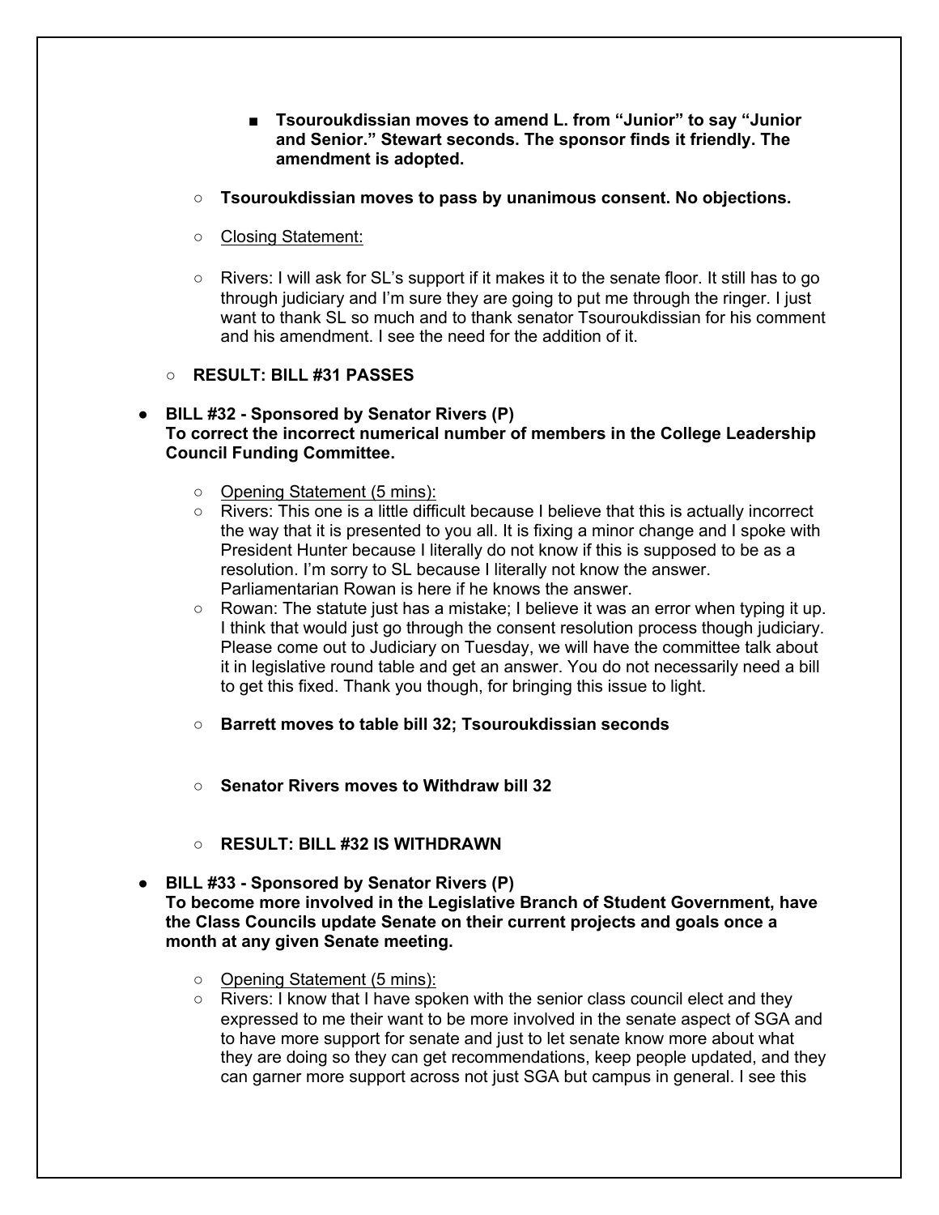- **Tsouroukdissian moves to amend L. from "Junior" to say "Junior and Senior." Stewart seconds. The sponsor finds it friendly. The amendment is adopted.**
    - **Tsouroukdissian moves to pass by unanimous consent. No objections.**
    - Closing Statement:
    - Rivers: I will ask for SL's support if it makes it to the senate floor. It still has to go through judiciary and I'm sure they are going to put me through the ringer. I just want to thank SL so much and to thank senator Tsouroukdissian for his comment and his amendment. I see the need for the addition of it.
    - **RESULT: BILL #31 PASSES**

- **BILL #32 - Sponsored by Senator Rivers (P)**
  **To correct the incorrect numerical number of members in the College Leadership Council Funding Committee.**
    - Opening Statement (5 mins):
    - Rivers: This one is a little difficult because I believe that this is actually incorrect the way that it is presented to you all. It is fixing a minor change and I spoke with President Hunter because I literally do not know if this is supposed to be as a resolution. I'm sorry to SL because I literally not know the answer. Parliamentarian Rowan is here if he knows the answer.
    - Rowan: The statute just has a mistake; I believe it was an error when typing it up. I think that would just go through the consent resolution process though judiciary. Please come out to Judiciary on Tuesday, we will have the committee talk about it in legislative round table and get an answer. You do not necessarily need a bill to get this fixed. Thank you though, for bringing this issue to light.
    - **Barrett moves to table bill 32; Tsouroukdissian seconds**
    - **Senator Rivers moves to Withdraw bill 32**
    - **RESULT: BILL #32 IS WITHDRAWN**

- **BILL #33 - Sponsored by Senator Rivers (P)**
  **To become more involved in the Legislative Branch of Student Government, have the Class Councils update Senate on their current projects and goals once a month at any given Senate meeting.**
    - Opening Statement (5 mins):
    - Rivers: I know that I have spoken with the senior class council elect and they expressed to me their want to be more involved in the senate aspect of SGA and to have more support for senate and just to let senate know more about what they are doing so they can get recommendations, keep people updated, and they can garner more support across not just SGA but campus in general. I see this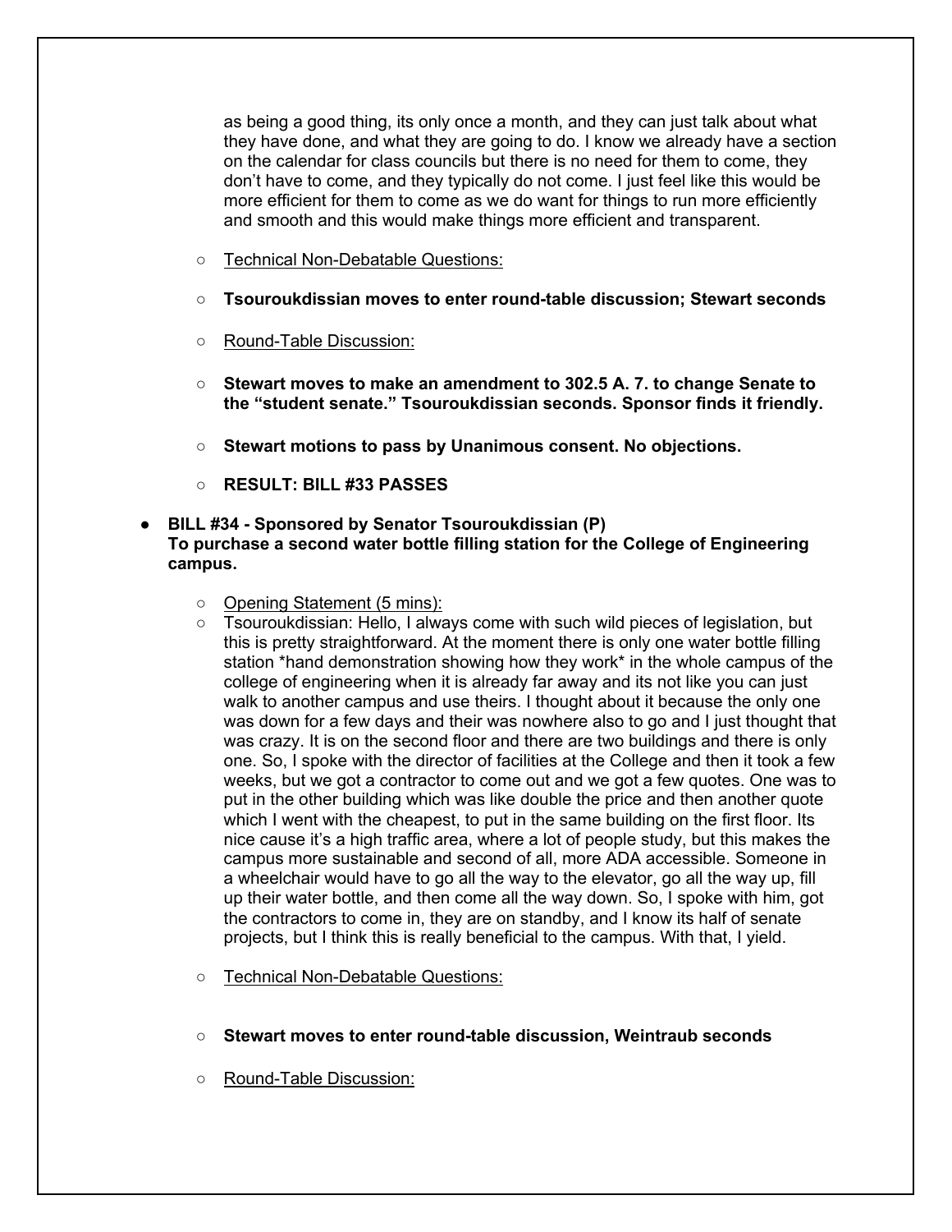as being a good thing, its only once a month, and they can just talk about what they have done, and what they are going to do. I know we already have a section on the calendar for class councils but there is no need for them to come, they don't have to come, and they typically do not come. I just feel like this would be more efficient for them to come as we do want for things to run more efficiently and smooth and this would make things more efficient and transparent.

- Technical Non-Debatable Questions:
- **Tsouroukdissian moves to enter round-table discussion; Stewart seconds**
- Round-Table Discussion:
- **Stewart moves to make an amendment to 302.5 A. 7. to change Senate to the "student senate." Tsouroukdissian seconds. Sponsor finds it friendly.**
- **Stewart motions to pass by Unanimous consent. No objections.**
- **RESULT: BILL #33 PASSES**

- **BILL #34 - Sponsored by Senator Tsouroukdissian (P)**
  **To purchase a second water bottle filling station for the College of Engineering campus.**
  - Opening Statement (5 mins):
  - Tsouroukdissian: Hello, I always come with such wild pieces of legislation, but this is pretty straightforward. At the moment there is only one water bottle filling station *hand demonstration showing how they work* in the whole campus of the college of engineering when it is already far away and its not like you can just walk to another campus and use theirs. I thought about it because the only one was down for a few days and their was nowhere also to go and I just thought that was crazy. It is on the second floor and there are two buildings and there is only one. So, I spoke with the director of facilities at the College and then it took a few weeks, but we got a contractor to come out and we got a few quotes. One was to put in the other building which was like double the price and then another quote which I went with the cheapest, to put in the same building on the first floor. Its nice cause it's a high traffic area, where a lot of people study, but this makes the campus more sustainable and second of all, more ADA accessible. Someone in a wheelchair would have to go all the way to the elevator, go all the way up, fill up their water bottle, and then come all the way down. So, I spoke with him, got the contractors to come in, they are on standby, and I know its half of senate projects, but I think this is really beneficial to the campus. With that, I yield.
  - Technical Non-Debatable Questions:
  - **Stewart moves to enter round-table discussion, Weintraub seconds**
  - Round-Table Discussion: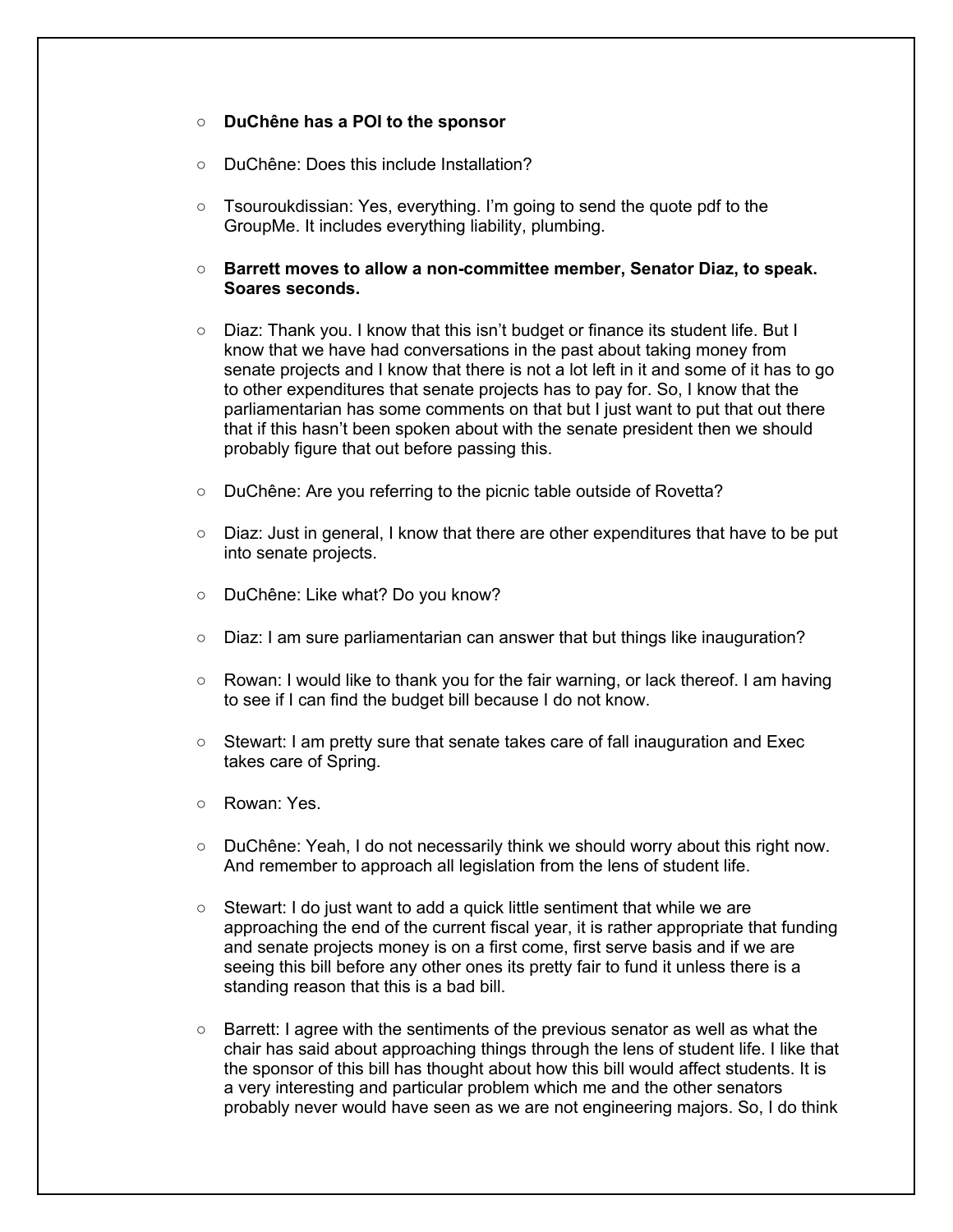- **DuChêne has a POI to the sponsor**
- DuChêne: Does this include Installation?
- Tsouroukdissian: Yes, everything. I'm going to send the quote pdf to the GroupMe. It includes everything liability, plumbing.
- **Barrett moves to allow a non-committee member, Senator Diaz, to speak. Soares seconds.**
- Diaz: Thank you. I know that this isn't budget or finance its student life. But I know that we have had conversations in the past about taking money from senate projects and I know that there is not a lot left in it and some of it has to go to other expenditures that senate projects has to pay for. So, I know that the parliamentarian has some comments on that but I just want to put that out there that if this hasn't been spoken about with the senate president then we should probably figure that out before passing this.
- DuChêne: Are you referring to the picnic table outside of Rovetta?
- Diaz: Just in general, I know that there are other expenditures that have to be put into senate projects.
- DuChêne: Like what? Do you know?
- Diaz: I am sure parliamentarian can answer that but things like inauguration?
- Rowan: I would like to thank you for the fair warning, or lack thereof. I am having to see if I can find the budget bill because I do not know.
- Stewart: I am pretty sure that senate takes care of fall inauguration and Exec takes care of Spring.
- Rowan: Yes.
- DuChêne: Yeah, I do not necessarily think we should worry about this right now. And remember to approach all legislation from the lens of student life.
- Stewart: I do just want to add a quick little sentiment that while we are approaching the end of the current fiscal year, it is rather appropriate that funding and senate projects money is on a first come, first serve basis and if we are seeing this bill before any other ones its pretty fair to fund it unless there is a standing reason that this is a bad bill.
- Barrett: I agree with the sentiments of the previous senator as well as what the chair has said about approaching things through the lens of student life. I like that the sponsor of this bill has thought about how this bill would affect students. It is a very interesting and particular problem which me and the other senators probably never would have seen as we are not engineering majors. So, I do think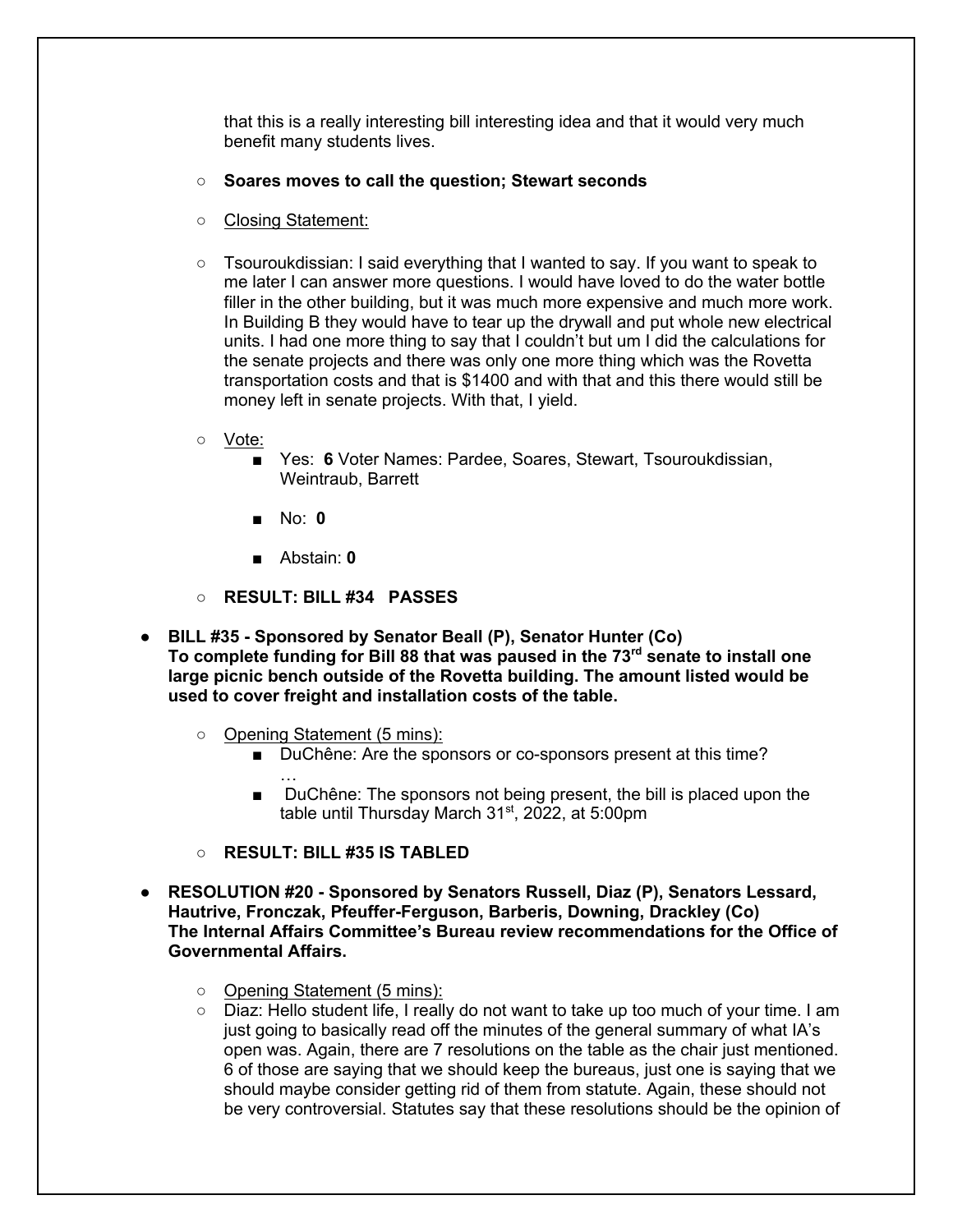that this is a really interesting bill interesting idea and that it would very much benefit many students lives.

- **Soares moves to call the question; Stewart seconds**
- Closing Statement:
- Tsouroukdissian: I said everything that I wanted to say. If you want to speak to me later I can answer more questions. I would have loved to do the water bottle filler in the other building, but it was much more expensive and much more work. In Building B they would have to tear up the drywall and put whole new electrical units. I had one more thing to say that I couldn't but um I did the calculations for the senate projects and there was only one more thing which was the Rovetta transportation costs and that is $1400 and with that and this there would still be money left in senate projects. With that, I yield.
- Vote:
  - Yes: **6** Voter Names: Pardee, Soares, Stewart, Tsouroukdissian, Weintraub, Barrett
  - No: **0**
  - Abstain: **0**
- **RESULT: BILL #34 PASSES**

- **BILL #35 - Sponsored by Senator Beall (P), Senator Hunter (Co)**
  **To complete funding for Bill 88 that was paused in the 73rd senate to install one large picnic bench outside of the Rovetta building. The amount listed would be used to cover freight and installation costs of the table.**
  - Opening Statement (5 mins):
    - DuChêne: Are the sponsors or co-sponsors present at this time?
      …
    - DuChêne: The sponsors not being present, the bill is placed upon the table until Thursday March 31st, 2022, at 5:00pm
  - **RESULT: BILL #35 IS TABLED**

- **RESOLUTION #20 - Sponsored by Senators Russell, Diaz (P), Senators Lessard, Hautrive, Fronczak, Pfeuffer-Ferguson, Barberis, Downing, Drackley (Co)**
  **The Internal Affairs Committee's Bureau review recommendations for the Office of Governmental Affairs.**
  - Opening Statement (5 mins):
  - Diaz: Hello student life, I really do not want to take up too much of your time. I am just going to basically read off the minutes of the general summary of what IA's open was. Again, there are 7 resolutions on the table as the chair just mentioned. 6 of those are saying that we should keep the bureaus, just one is saying that we should maybe consider getting rid of them from statute. Again, these should not be very controversial. Statutes say that these resolutions should be the opinion of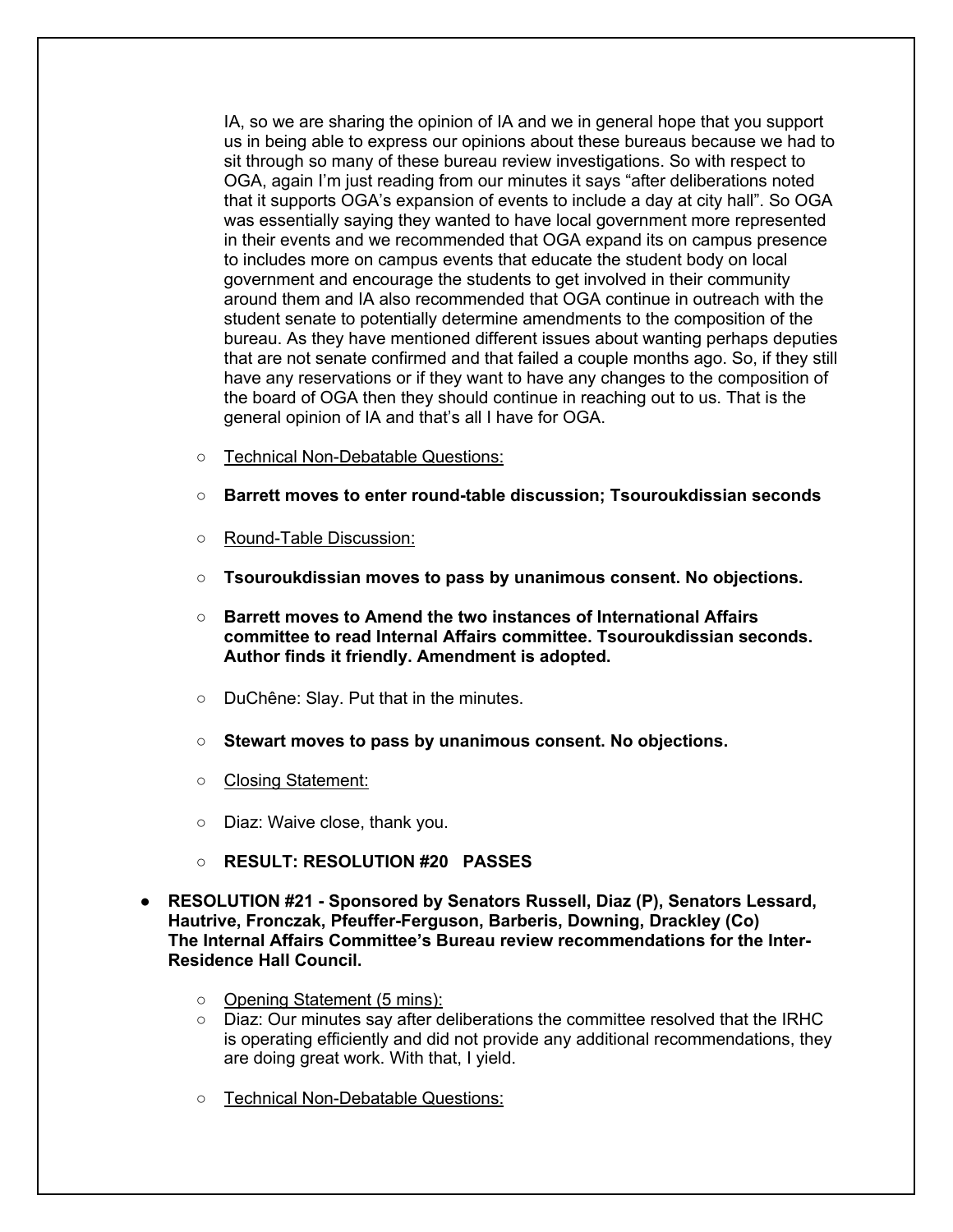IA, so we are sharing the opinion of IA and we in general hope that you support us in being able to express our opinions about these bureaus because we had to sit through so many of these bureau review investigations. So with respect to OGA, again I'm just reading from our minutes it says "after deliberations noted that it supports OGA's expansion of events to include a day at city hall". So OGA was essentially saying they wanted to have local government more represented in their events and we recommended that OGA expand its on campus presence to includes more on campus events that educate the student body on local government and encourage the students to get involved in their community around them and IA also recommended that OGA continue in outreach with the student senate to potentially determine amendments to the composition of the bureau. As they have mentioned different issues about wanting perhaps deputies that are not senate confirmed and that failed a couple months ago. So, if they still have any reservations or if they want to have any changes to the composition of the board of OGA then they should continue in reaching out to us. That is the general opinion of IA and that's all I have for OGA.

- Technical Non-Debatable Questions:
- **Barrett moves to enter round-table discussion; Tsouroukdissian seconds**
- Round-Table Discussion:
- **Tsouroukdissian moves to pass by unanimous consent. No objections.**
- **Barrett moves to Amend the two instances of International Affairs committee to read Internal Affairs committee. Tsouroukdissian seconds. Author finds it friendly. Amendment is adopted.**
- DuChêne: Slay. Put that in the minutes.
- **Stewart moves to pass by unanimous consent. No objections.**
- Closing Statement:
- Diaz: Waive close, thank you.
- **RESULT: RESOLUTION #20 PASSES**

- **RESOLUTION #21 - Sponsored by Senators Russell, Diaz (P), Senators Lessard, Hautrive, Fronczak, Pfeuffer-Ferguson, Barberis, Downing, Drackley (Co)**
  **The Internal Affairs Committee's Bureau review recommendations for the Inter-Residence Hall Council.**
  - Opening Statement (5 mins):
  - Diaz: Our minutes say after deliberations the committee resolved that the IRHC is operating efficiently and did not provide any additional recommendations, they are doing great work. With that, I yield.
  - Technical Non-Debatable Questions: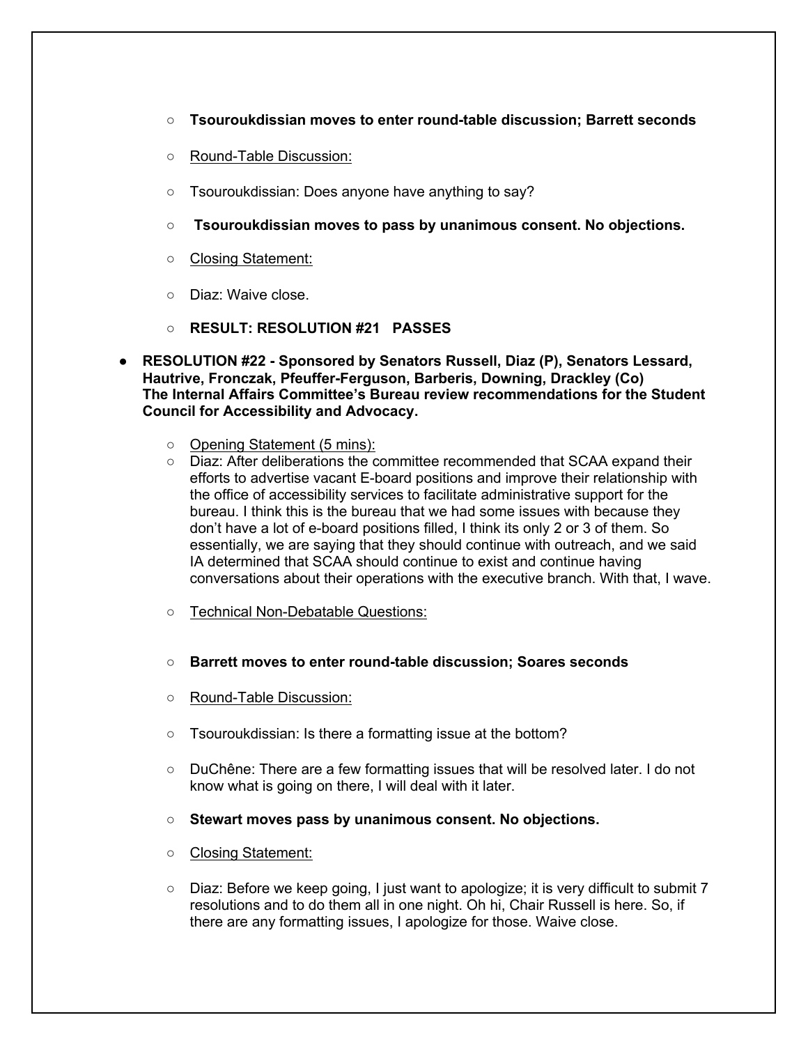- **Tsouroukdissian moves to enter round-table discussion; Barrett seconds**
- Round-Table Discussion:
- Tsouroukdissian: Does anyone have anything to say?
- **Tsouroukdissian moves to pass by unanimous consent. No objections.**
- Closing Statement:
- Diaz: Waive close.
- **RESULT: RESOLUTION #21 PASSES**

- **RESOLUTION #22 - Sponsored by Senators Russell, Diaz (P), Senators Lessard, Hautrive, Fronczak, Pfeuffer-Ferguson, Barberis, Downing, Drackley (Co) The Internal Affairs Committee's Bureau review recommendations for the Student Council for Accessibility and Advocacy.**
  - Opening Statement (5 mins):
  - Diaz: After deliberations the committee recommended that SCAA expand their efforts to advertise vacant E-board positions and improve their relationship with the office of accessibility services to facilitate administrative support for the bureau. I think this is the bureau that we had some issues with because they don't have a lot of e-board positions filled, I think its only 2 or 3 of them. So essentially, we are saying that they should continue with outreach, and we said IA determined that SCAA should continue to exist and continue having conversations about their operations with the executive branch. With that, I wave.
  - Technical Non-Debatable Questions:
  - **Barrett moves to enter round-table discussion; Soares seconds**
  - Round-Table Discussion:
  - Tsouroukdissian: Is there a formatting issue at the bottom?
  - DuChêne: There are a few formatting issues that will be resolved later. I do not know what is going on there, I will deal with it later.
  - **Stewart moves pass by unanimous consent. No objections.**
  - Closing Statement:
  - Diaz: Before we keep going, I just want to apologize; it is very difficult to submit 7 resolutions and to do them all in one night. Oh hi, Chair Russell is here. So, if there are any formatting issues, I apologize for those. Waive close.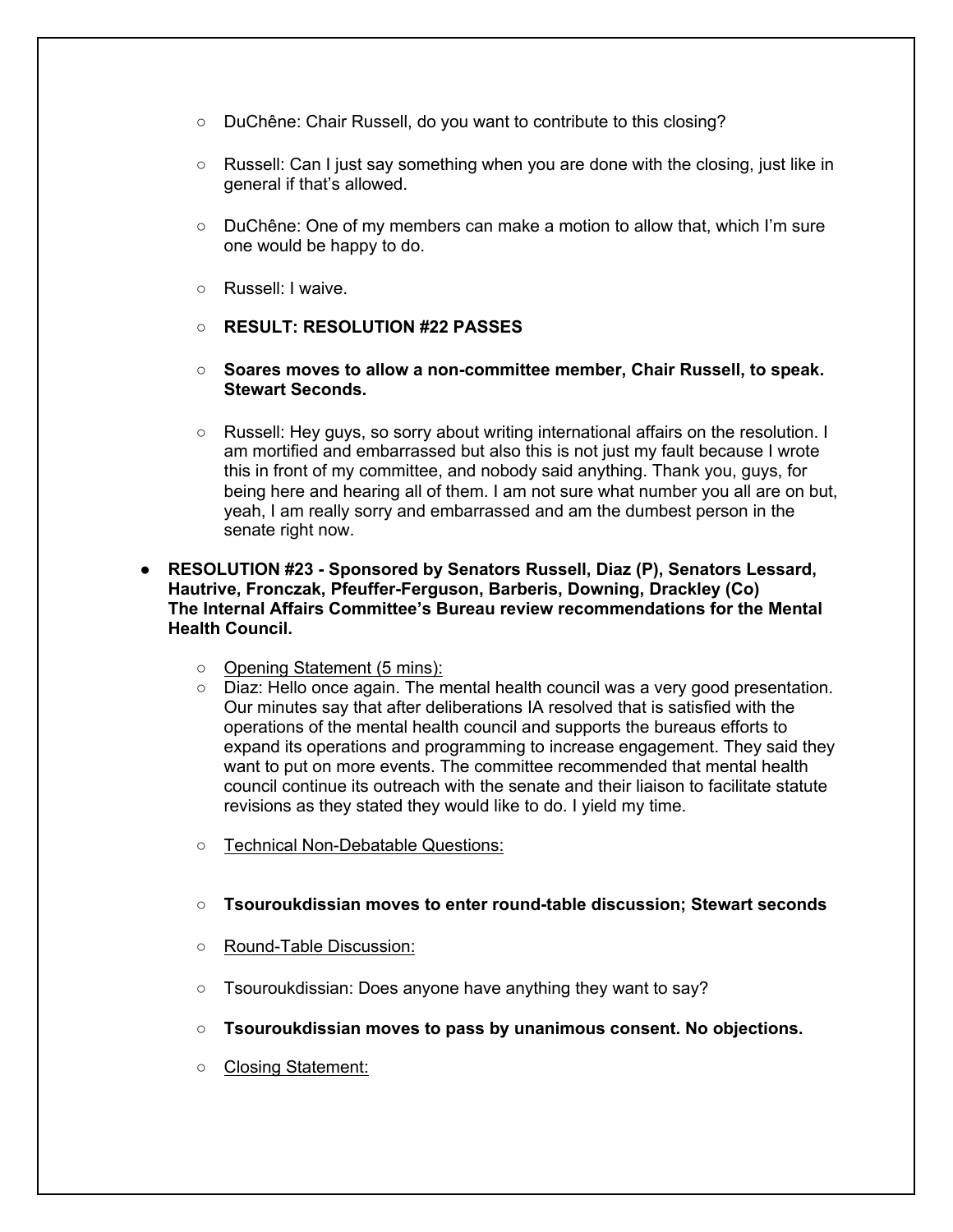- DuChêne: Chair Russell, do you want to contribute to this closing?

- Russell: Can I just say something when you are done with the closing, just like in general if that's allowed.

- DuChêne: One of my members can make a motion to allow that, which I'm sure one would be happy to do.

- Russell: I waive.

- **RESULT: RESOLUTION #22 PASSES**

- **Soares moves to allow a non-committee member, Chair Russell, to speak. Stewart Seconds.**

- Russell: Hey guys, so sorry about writing international affairs on the resolution. I am mortified and embarrassed but also this is not just my fault because I wrote this in front of my committee, and nobody said anything. Thank you, guys, for being here and hearing all of them. I am not sure what number you all are on but, yeah, I am really sorry and embarrassed and am the dumbest person in the senate right now.

- **RESOLUTION #23 - Sponsored by Senators Russell, Diaz (P), Senators Lessard, Hautrive, Fronczak, Pfeuffer-Ferguson, Barberis, Downing, Drackley (Co)**
  **The Internal Affairs Committee's Bureau review recommendations for the Mental Health Council.**

  - Opening Statement (5 mins):
  - Diaz: Hello once again. The mental health council was a very good presentation. Our minutes say that after deliberations IA resolved that is satisfied with the operations of the mental health council and supports the bureaus efforts to expand its operations and programming to increase engagement. They said they want to put on more events. The committee recommended that mental health council continue its outreach with the senate and their liaison to facilitate statute revisions as they stated they would like to do. I yield my time.

  - Technical Non-Debatable Questions:

  - **Tsouroukdissian moves to enter round-table discussion; Stewart seconds**

  - Round-Table Discussion:

  - Tsouroukdissian: Does anyone have anything they want to say?

  - **Tsouroukdissian moves to pass by unanimous consent. No objections.**

  - Closing Statement: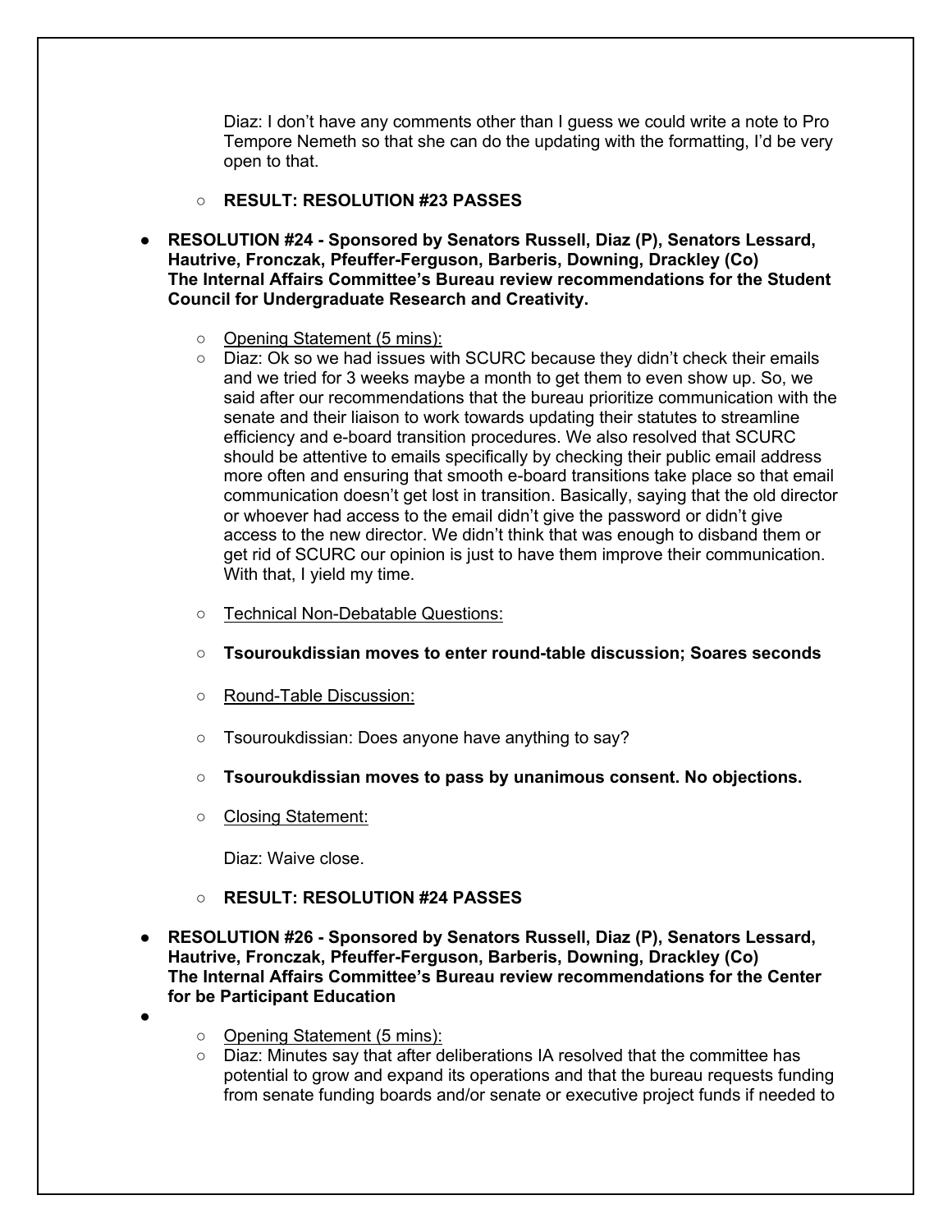Diaz: I don't have any comments other than I guess we could write a note to Pro Tempore Nemeth so that she can do the updating with the formatting, I'd be very open to that.

- **RESULT: RESOLUTION #23 PASSES**

- **RESOLUTION #24 - Sponsored by Senators Russell, Diaz (P), Senators Lessard, Hautrive, Fronczak, Pfeuffer-Ferguson, Barberis, Downing, Drackley (Co)**
  **The Internal Affairs Committee's Bureau review recommendations for the Student Council for Undergraduate Research and Creativity.**

  - Opening Statement (5 mins):
  - Diaz: Ok so we had issues with SCURC because they didn't check their emails and we tried for 3 weeks maybe a month to get them to even show up. So, we said after our recommendations that the bureau prioritize communication with the senate and their liaison to work towards updating their statutes to streamline efficiency and e-board transition procedures. We also resolved that SCURC should be attentive to emails specifically by checking their public email address more often and ensuring that smooth e-board transitions take place so that email communication doesn't get lost in transition. Basically, saying that the old director or whoever had access to the email didn't give the password or didn't give access to the new director. We didn't think that was enough to disband them or get rid of SCURC our opinion is just to have them improve their communication. With that, I yield my time.
  - Technical Non-Debatable Questions:
  - **Tsouroukdissian moves to enter round-table discussion; Soares seconds**
  - Round-Table Discussion:
  - Tsouroukdissian: Does anyone have anything to say?
  - **Tsouroukdissian moves to pass by unanimous consent. No objections.**
  - Closing Statement:

    Diaz: Waive close.

  - **RESULT: RESOLUTION #24 PASSES**

- **RESOLUTION #26 - Sponsored by Senators Russell, Diaz (P), Senators Lessard, Hautrive, Fronczak, Pfeuffer-Ferguson, Barberis, Downing, Drackley (Co)**
  **The Internal Affairs Committee's Bureau review recommendations for the Center for be Participant Education**

  - Opening Statement (5 mins):
  - Diaz: Minutes say that after deliberations IA resolved that the committee has potential to grow and expand its operations and that the bureau requests funding from senate funding boards and/or senate or executive project funds if needed to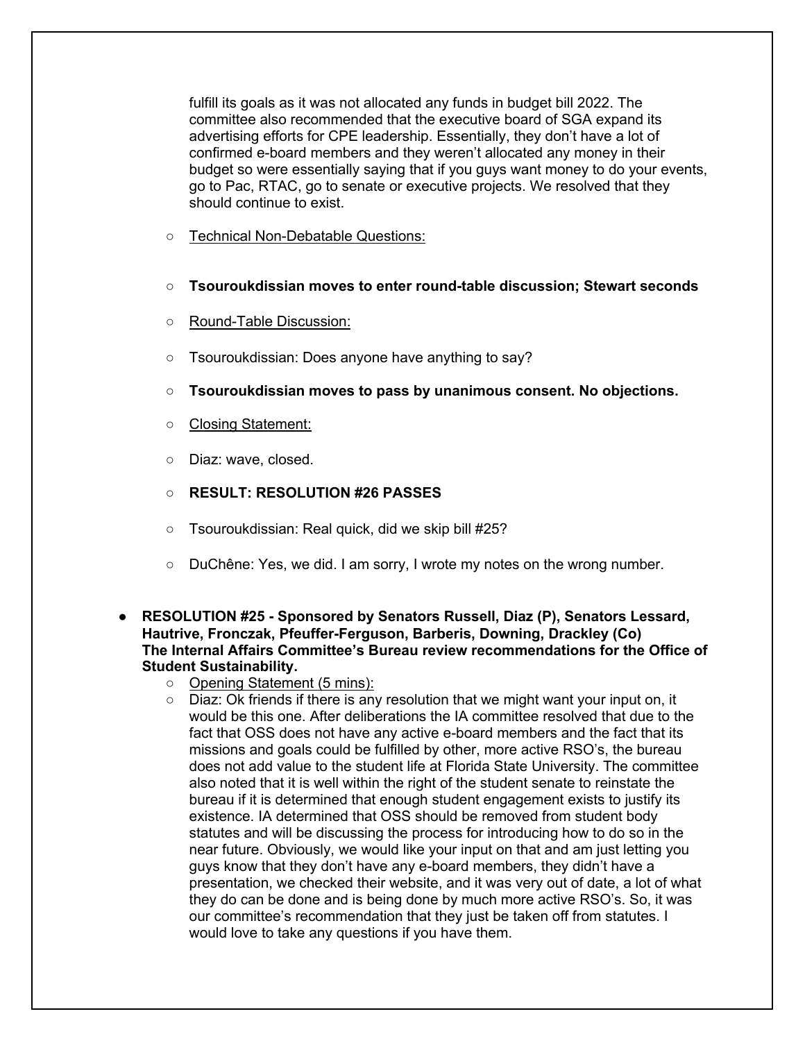fulfill its goals as it was not allocated any funds in budget bill 2022. The committee also recommended that the executive board of SGA expand its advertising efforts for CPE leadership. Essentially, they don't have a lot of confirmed e-board members and they weren't allocated any money in their budget so were essentially saying that if you guys want money to do your events, go to Pac, RTAC, go to senate or executive projects. We resolved that they should continue to exist.

- Technical Non-Debatable Questions:
- **Tsouroukdissian moves to enter round-table discussion; Stewart seconds**
- Round-Table Discussion:
- Tsouroukdissian: Does anyone have anything to say?
- **Tsouroukdissian moves to pass by unanimous consent. No objections.**
- Closing Statement:
- Diaz: wave, closed.
- **RESULT: RESOLUTION #26 PASSES**
- Tsouroukdissian: Real quick, did we skip bill #25?
- DuChêne: Yes, we did. I am sorry, I wrote my notes on the wrong number.

- **RESOLUTION #25 - Sponsored by Senators Russell, Diaz (P), Senators Lessard, Hautrive, Fronczak, Pfeuffer-Ferguson, Barberis, Downing, Drackley (Co) The Internal Affairs Committee's Bureau review recommendations for the Office of Student Sustainability.**
  - Opening Statement (5 mins):
  - Diaz: Ok friends if there is any resolution that we might want your input on, it would be this one. After deliberations the IA committee resolved that due to the fact that OSS does not have any active e-board members and the fact that its missions and goals could be fulfilled by other, more active RSO's, the bureau does not add value to the student life at Florida State University. The committee also noted that it is well within the right of the student senate to reinstate the bureau if it is determined that enough student engagement exists to justify its existence. IA determined that OSS should be removed from student body statutes and will be discussing the process for introducing how to do so in the near future. Obviously, we would like your input on that and am just letting you guys know that they don't have any e-board members, they didn't have a presentation, we checked their website, and it was very out of date, a lot of what they do can be done and is being done by much more active RSO's. So, it was our committee's recommendation that they just be taken off from statutes. I would love to take any questions if you have them.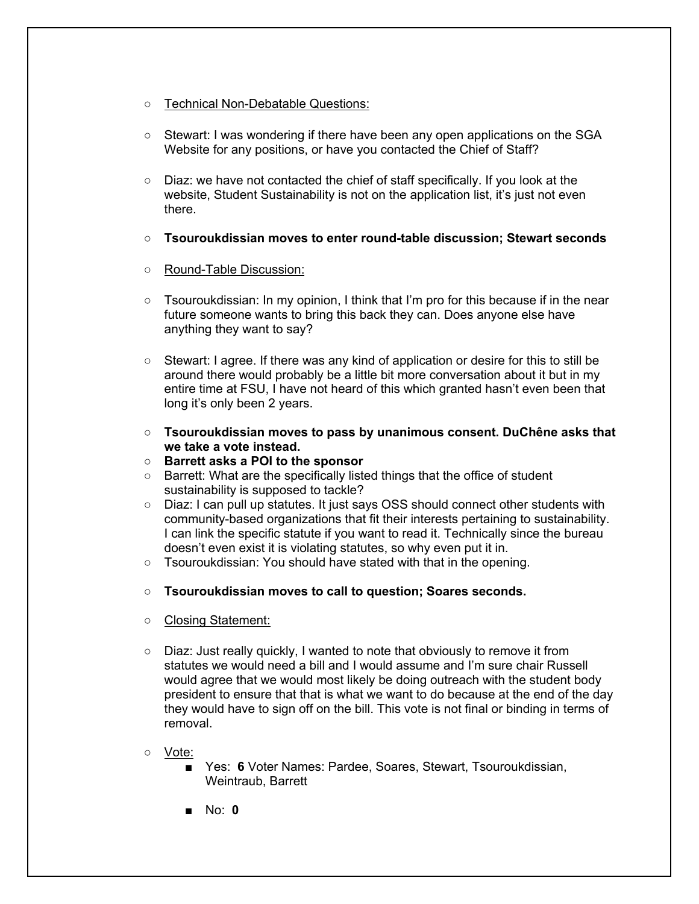- Technical Non-Debatable Questions:

- Stewart: I was wondering if there have been any open applications on the SGA Website for any positions, or have you contacted the Chief of Staff?

- Diaz: we have not contacted the chief of staff specifically. If you look at the website, Student Sustainability is not on the application list, it's just not even there.

- **Tsouroukdissian moves to enter round-table discussion; Stewart seconds**

- Round-Table Discussion:

- Tsouroukdissian: In my opinion, I think that I'm pro for this because if in the near future someone wants to bring this back they can. Does anyone else have anything they want to say?

- Stewart: I agree. If there was any kind of application or desire for this to still be around there would probably be a little bit more conversation about it but in my entire time at FSU, I have not heard of this which granted hasn't even been that long it's only been 2 years.

- **Tsouroukdissian moves to pass by unanimous consent. DuChêne asks that we take a vote instead.**
- **Barrett asks a POI to the sponsor**
- Barrett: What are the specifically listed things that the office of student sustainability is supposed to tackle?
- Diaz: I can pull up statutes. It just says OSS should connect other students with community-based organizations that fit their interests pertaining to sustainability. I can link the specific statute if you want to read it. Technically since the bureau doesn't even exist it is violating statutes, so why even put it in.
- Tsouroukdissian: You should have stated with that in the opening.

- **Tsouroukdissian moves to call to question; Soares seconds.**

- Closing Statement:

- Diaz: Just really quickly, I wanted to note that obviously to remove it from statutes we would need a bill and I would assume and I'm sure chair Russell would agree that we would most likely be doing outreach with the student body president to ensure that that is what we want to do because at the end of the day they would have to sign off on the bill. This vote is not final or binding in terms of removal.

- Vote:
  - Yes: **6** Voter Names: Pardee, Soares, Stewart, Tsouroukdissian, Weintraub, Barrett
  - No: **0**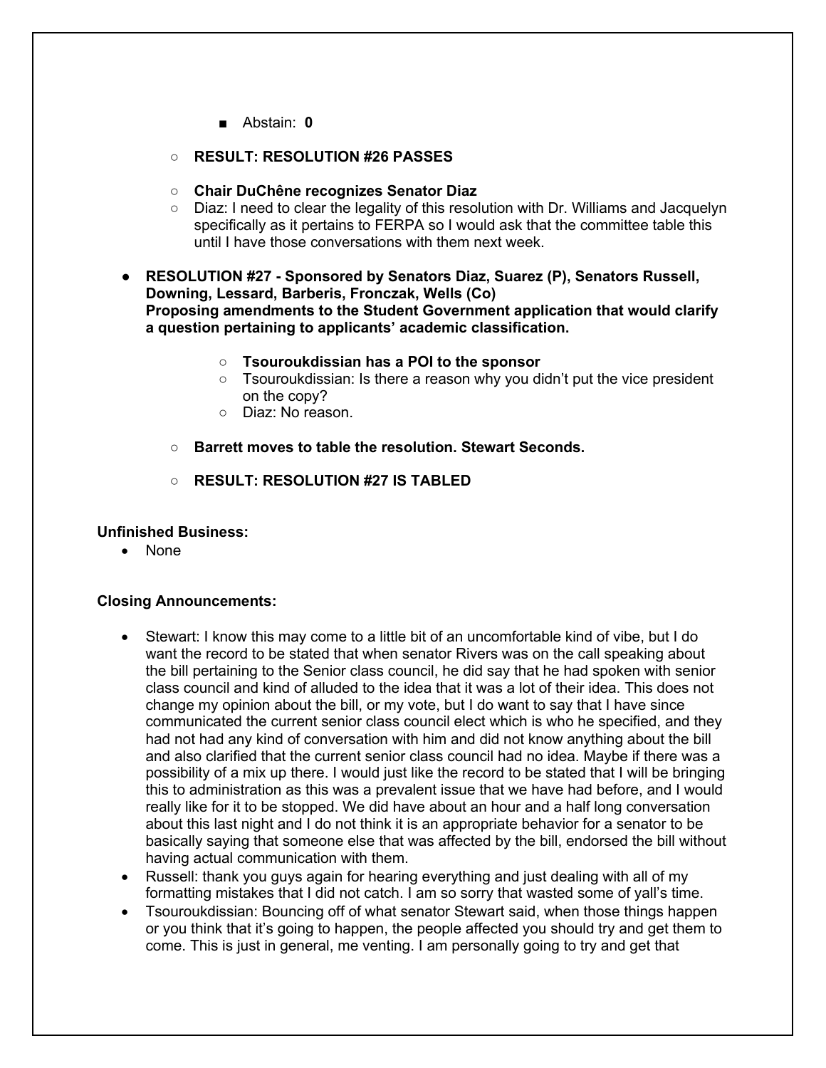- Abstain: **0**

- **RESULT: RESOLUTION #26 PASSES**

- **Chair DuChêne recognizes Senator Diaz**
- Diaz: I need to clear the legality of this resolution with Dr. Williams and Jacquelyn specifically as it pertains to FERPA so I would ask that the committee table this until I have those conversations with them next week.

- **RESOLUTION #27 - Sponsored by Senators Diaz, Suarez (P), Senators Russell, Downing, Lessard, Barberis, Fronczak, Wells (Co)**
  **Proposing amendments to the Student Government application that would clarify a question pertaining to applicants' academic classification.**

    - **Tsouroukdissian has a POI to the sponsor**
    - Tsouroukdissian: Is there a reason why you didn't put the vice president on the copy?
    - Diaz: No reason.

  - **Barrett moves to table the resolution. Stewart Seconds.**

  - **RESULT: RESOLUTION #27 IS TABLED**

**Unfinished Business:**

- None

**Closing Announcements:**

- Stewart: I know this may come to a little bit of an uncomfortable kind of vibe, but I do want the record to be stated that when senator Rivers was on the call speaking about the bill pertaining to the Senior class council, he did say that he had spoken with senior class council and kind of alluded to the idea that it was a lot of their idea. This does not change my opinion about the bill, or my vote, but I do want to say that I have since communicated the current senior class council elect which is who he specified, and they had not had any kind of conversation with him and did not know anything about the bill and also clarified that the current senior class council had no idea. Maybe if there was a possibility of a mix up there. I would just like the record to be stated that I will be bringing this to administration as this was a prevalent issue that we have had before, and I would really like for it to be stopped. We did have about an hour and a half long conversation about this last night and I do not think it is an appropriate behavior for a senator to be basically saying that someone else that was affected by the bill, endorsed the bill without having actual communication with them.
- Russell: thank you guys again for hearing everything and just dealing with all of my formatting mistakes that I did not catch. I am so sorry that wasted some of yall's time.
- Tsouroukdissian: Bouncing off of what senator Stewart said, when those things happen or you think that it's going to happen, the people affected you should try and get them to come. This is just in general, me venting. I am personally going to try and get that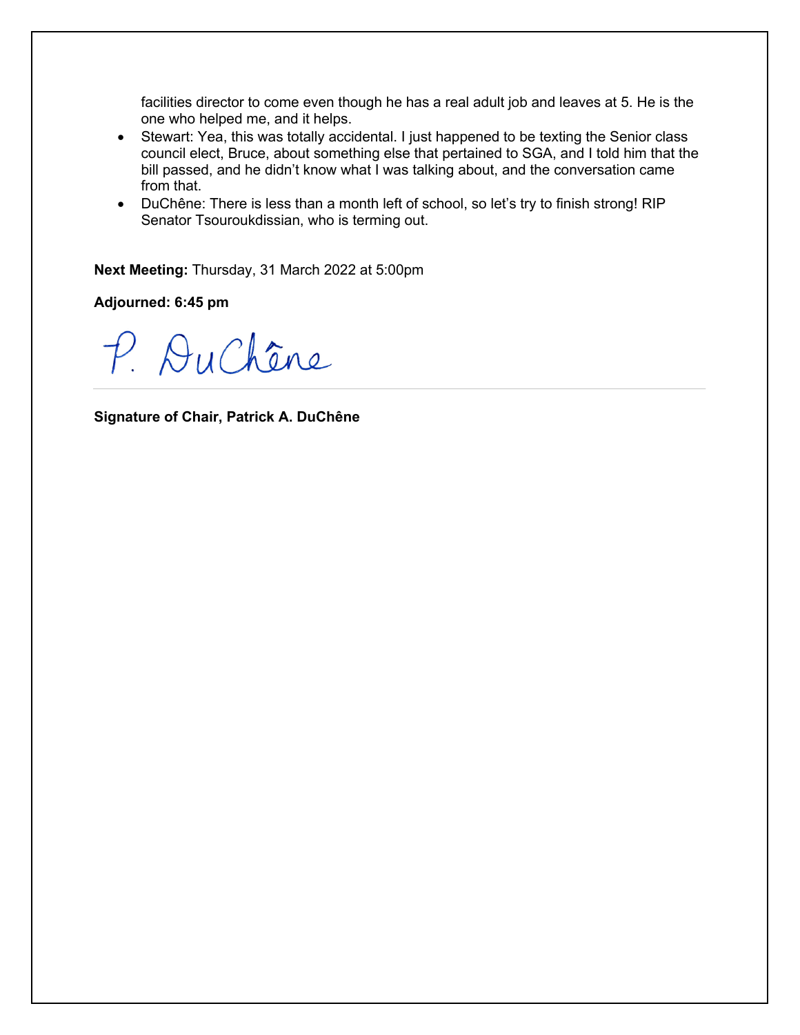facilities director to come even though he has a real adult job and leaves at 5. He is the one who helped me, and it helps.

- Stewart: Yea, this was totally accidental. I just happened to be texting the Senior class council elect, Bruce, about something else that pertained to SGA, and I told him that the bill passed, and he didn't know what I was talking about, and the conversation came from that.
- DuChêne: There is less than a month left of school, so let's try to finish strong! RIP Senator Tsouroukdissian, who is terming out.

**Next Meeting:** Thursday, 31 March 2022 at 5:00pm

**Adjourned: 6:45 pm**

P. DuChêne

---

**Signature of Chair, Patrick A. DuChêne**